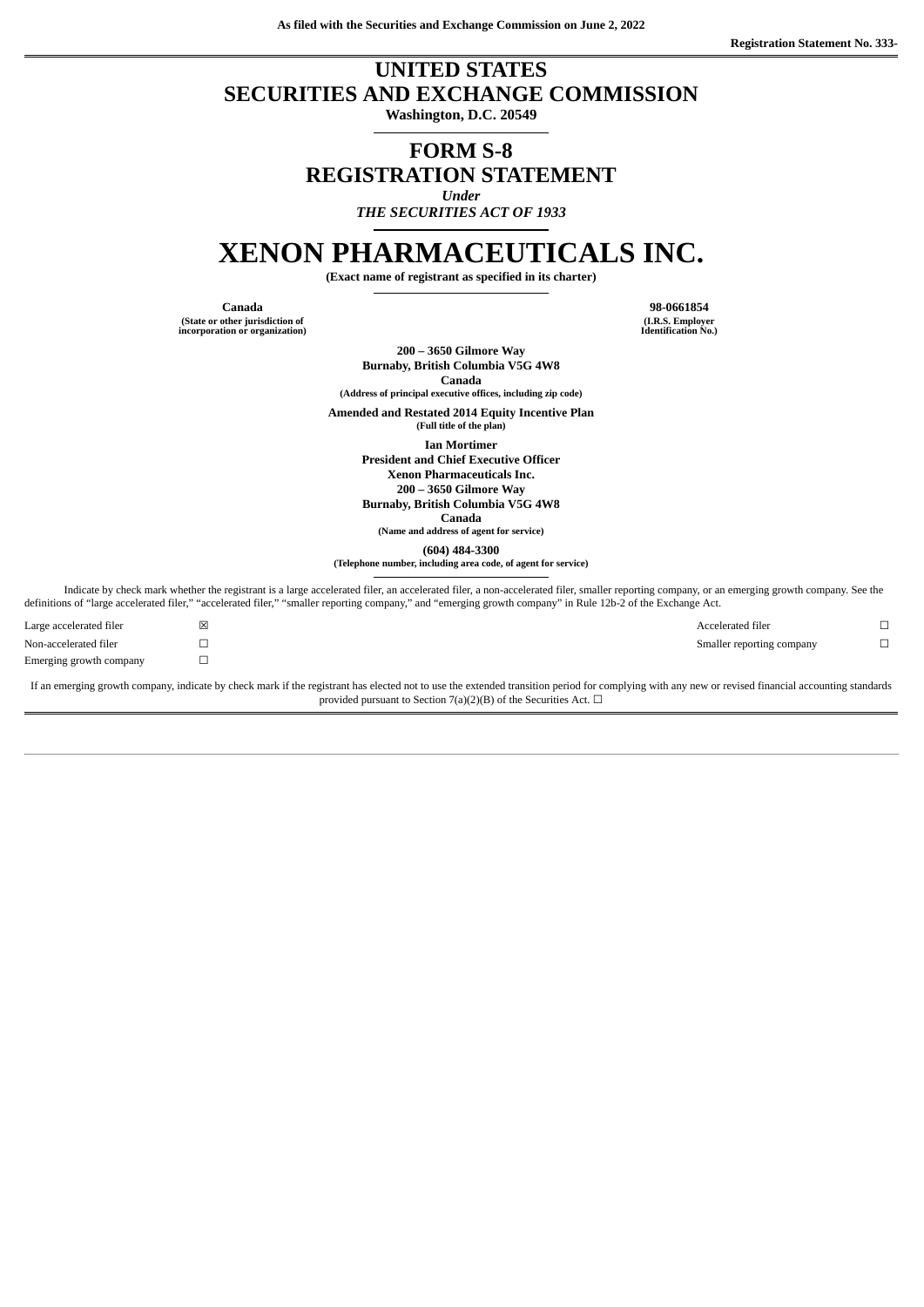**As filed with the Securities and Exchange Commission on June 2, 2022**

**Registration Statement No. 333-**

# UNITED STATES
# SECURITIES AND EXCHANGE COMMISSION

**Washington, D.C. 20549**

## FORM S-8
## REGISTRATION STATEMENT

*Under*
*THE SECURITIES ACT OF 1933*

# XENON PHARMACEUTICALS INC.

**(Exact name of registrant as specified in its charter)**

| **Canada** | **98-0661854** |
|---|---|
| **(State or other jurisdiction of incorporation or organization)** | **(I.R.S. Employer Identification No.)** |

**200 – 3650 Gilmore Way**
**Burnaby, British Columbia V5G 4W8**
**Canada**
**(Address of principal executive offices, including zip code)**

**Amended and Restated 2014 Equity Incentive Plan**
**(Full title of the plan)**

**Ian Mortimer**
**President and Chief Executive Officer**
**Xenon Pharmaceuticals Inc.**
**200 – 3650 Gilmore Way**
**Burnaby, British Columbia V5G 4W8**
**Canada**
**(Name and address of agent for service)**

**(604) 484-3300**
**(Telephone number, including area code, of agent for service)**

Indicate by check mark whether the registrant is a large accelerated filer, an accelerated filer, a non-accelerated filer, smaller reporting company, or an emerging growth company. See the definitions of “large accelerated filer,” “accelerated filer,” “smaller reporting company,” and “emerging growth company” in Rule 12b-2 of the Exchange Act.

| | | | |
|---|---|---|---|
| Large accelerated filer | ☒ | Accelerated filer | ☐ |
| Non-accelerated filer | ☐ | Smaller reporting company | ☐ |
| Emerging growth company | ☐ | | |

If an emerging growth company, indicate by check mark if the registrant has elected not to use the extended transition period for complying with any new or revised financial accounting standards provided pursuant to Section 7(a)(2)(B) of the Securities Act. ☐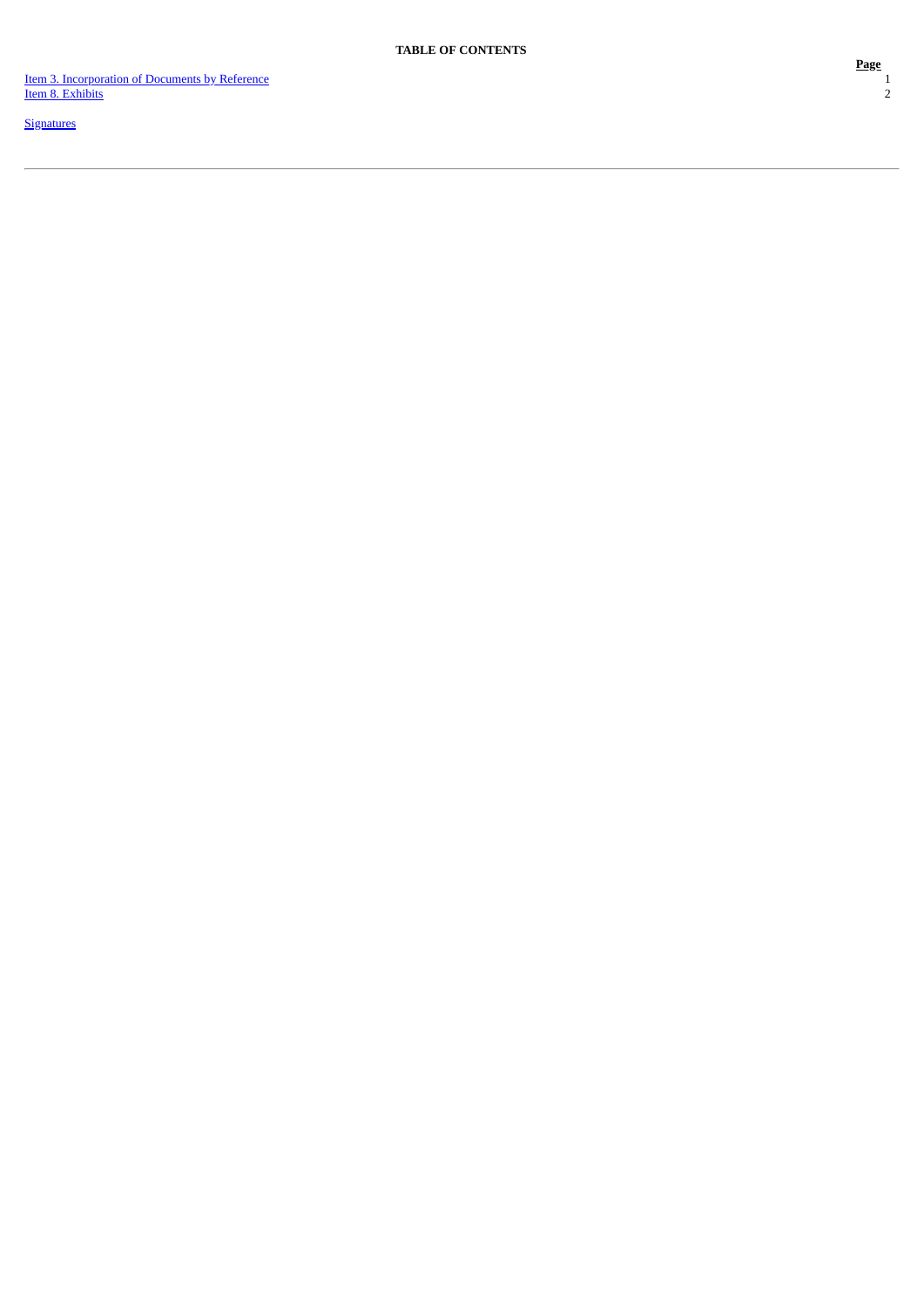**TABLE OF CONTENTS**

| | Page |
|---|---|
| Item 3. Incorporation of Documents by Reference | 1 |
| Item 8. Exhibits | 2 |
| Signatures | |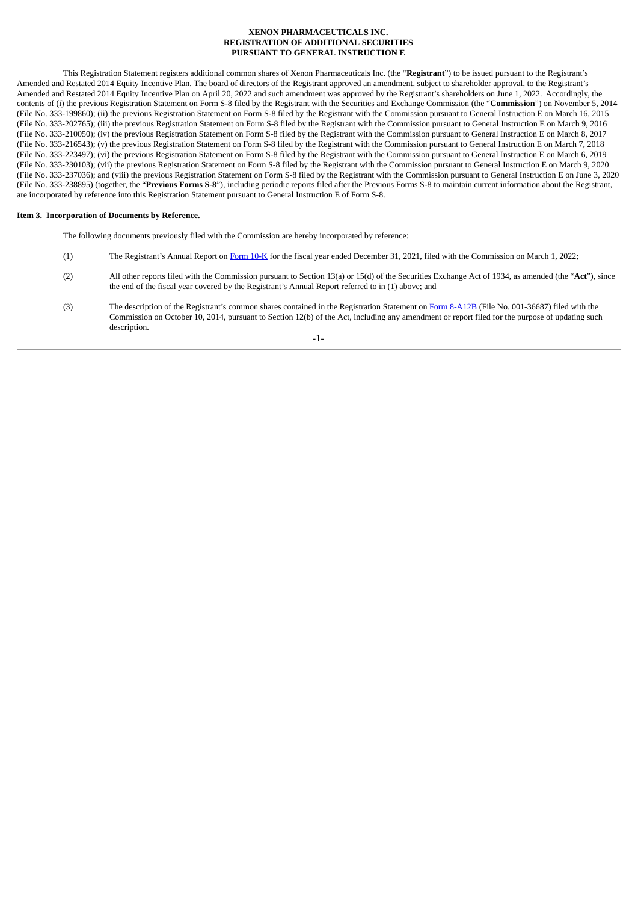**XENON PHARMACEUTICALS INC.**
**REGISTRATION OF ADDITIONAL SECURITIES**
**PURSUANT TO GENERAL INSTRUCTION E**

This Registration Statement registers additional common shares of Xenon Pharmaceuticals Inc. (the "**Registrant**") to be issued pursuant to the Registrant's Amended and Restated 2014 Equity Incentive Plan. The board of directors of the Registrant approved an amendment, subject to shareholder approval, to the Registrant's Amended and Restated 2014 Equity Incentive Plan on April 20, 2022 and such amendment was approved by the Registrant's shareholders on June 1, 2022. Accordingly, the contents of (i) the previous Registration Statement on Form S-8 filed by the Registrant with the Securities and Exchange Commission (the "**Commission**") on November 5, 2014 (File No. 333-199860); (ii) the previous Registration Statement on Form S-8 filed by the Registrant with the Commission pursuant to General Instruction E on March 16, 2015 (File No. 333-202765); (iii) the previous Registration Statement on Form S-8 filed by the Registrant with the Commission pursuant to General Instruction E on March 9, 2016 (File No. 333-210050); (iv) the previous Registration Statement on Form S-8 filed by the Registrant with the Commission pursuant to General Instruction E on March 8, 2017 (File No. 333-216543); (v) the previous Registration Statement on Form S-8 filed by the Registrant with the Commission pursuant to General Instruction E on March 7, 2018 (File No. 333-223497); (vi) the previous Registration Statement on Form S-8 filed by the Registrant with the Commission pursuant to General Instruction E on March 6, 2019 (File No. 333-230103); (vii) the previous Registration Statement on Form S-8 filed by the Registrant with the Commission pursuant to General Instruction E on March 9, 2020 (File No. 333-237036); and (viii) the previous Registration Statement on Form S-8 filed by the Registrant with the Commission pursuant to General Instruction E on June 3, 2020 (File No. 333-238895) (together, the "**Previous Forms S-8**"), including periodic reports filed after the Previous Forms S-8 to maintain current information about the Registrant, are incorporated by reference into this Registration Statement pursuant to General Instruction E of Form S-8.

**Item 3. Incorporation of Documents by Reference.**

The following documents previously filed with the Commission are hereby incorporated by reference:

(1) The Registrant's Annual Report on Form 10-K for the fiscal year ended December 31, 2021, filed with the Commission on March 1, 2022;

(2) All other reports filed with the Commission pursuant to Section 13(a) or 15(d) of the Securities Exchange Act of 1934, as amended (the "**Act**"), since the end of the fiscal year covered by the Registrant's Annual Report referred to in (1) above; and

(3) The description of the Registrant's common shares contained in the Registration Statement on Form 8-A12B (File No. 001-36687) filed with the Commission on October 10, 2014, pursuant to Section 12(b) of the Act, including any amendment or report filed for the purpose of updating such description.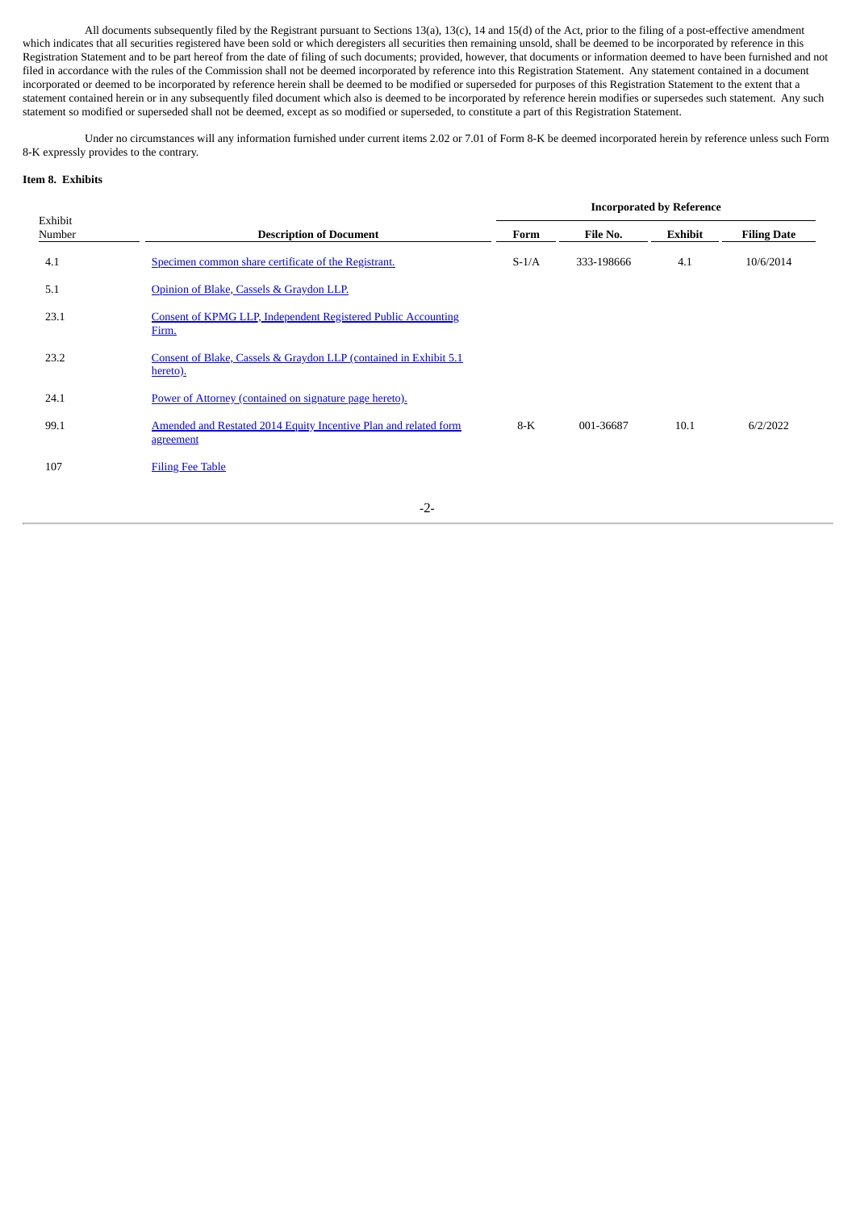All documents subsequently filed by the Registrant pursuant to Sections 13(a), 13(c), 14 and 15(d) of the Act, prior to the filing of a post-effective amendment which indicates that all securities registered have been sold or which deregisters all securities then remaining unsold, shall be deemed to be incorporated by reference in this Registration Statement and to be part hereof from the date of filing of such documents; provided, however, that documents or information deemed to have been furnished and not filed in accordance with the rules of the Commission shall not be deemed incorporated by reference into this Registration Statement. Any statement contained in a document incorporated or deemed to be incorporated by reference herein shall be deemed to be modified or superseded for purposes of this Registration Statement to the extent that a statement contained herein or in any subsequently filed document which also is deemed to be incorporated by reference herein modifies or supersedes such statement. Any such statement so modified or superseded shall not be deemed, except as so modified or superseded, to constitute a part of this Registration Statement.

Under no circumstances will any information furnished under current items 2.02 or 7.01 of Form 8-K be deemed incorporated herein by reference unless such Form 8-K expressly provides to the contrary.

**Item 8. Exhibits**

| | | Incorporated by Reference | | | |
|---|---|---|---|---|---|
| Exhibit Number | **Description of Document** | **Form** | **File No.** | **Exhibit** | **Filing Date** |
| 4.1 | Specimen common share certificate of the Registrant. | S-1/A | 333-198666 | 4.1 | 10/6/2014 |
| 5.1 | Opinion of Blake, Cassels & Graydon LLP. | | | | |
| 23.1 | Consent of KPMG LLP, Independent Registered Public Accounting Firm. | | | | |
| 23.2 | Consent of Blake, Cassels & Graydon LLP (contained in Exhibit 5.1 hereto). | | | | |
| 24.1 | Power of Attorney (contained on signature page hereto). | | | | |
| 99.1 | Amended and Restated 2014 Equity Incentive Plan and related form agreement | 8-K | 001-36687 | 10.1 | 6/2/2022 |
| 107 | Filing Fee Table | | | | |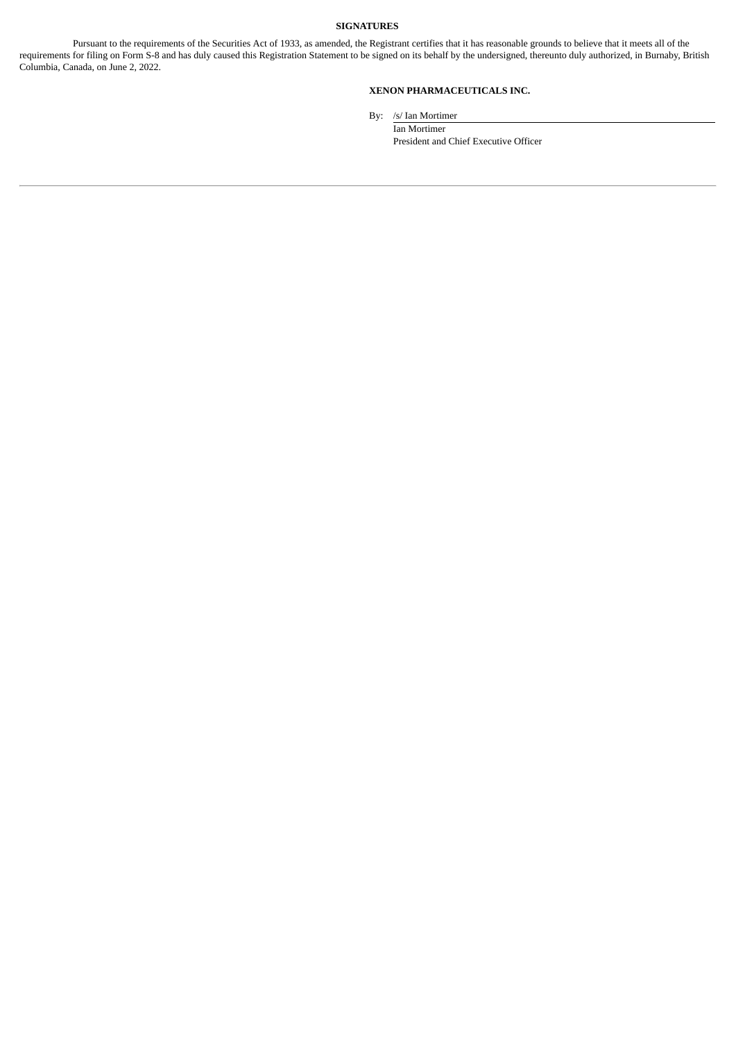**SIGNATURES**

Pursuant to the requirements of the Securities Act of 1933, as amended, the Registrant certifies that it has reasonable grounds to believe that it meets all of the requirements for filing on Form S-8 and has duly caused this Registration Statement to be signed on its behalf by the undersigned, thereunto duly authorized, in Burnaby, British Columbia, Canada, on June 2, 2022.

**XENON PHARMACEUTICALS INC.**

By: /s/ Ian Mortimer

Ian Mortimer
President and Chief Executive Officer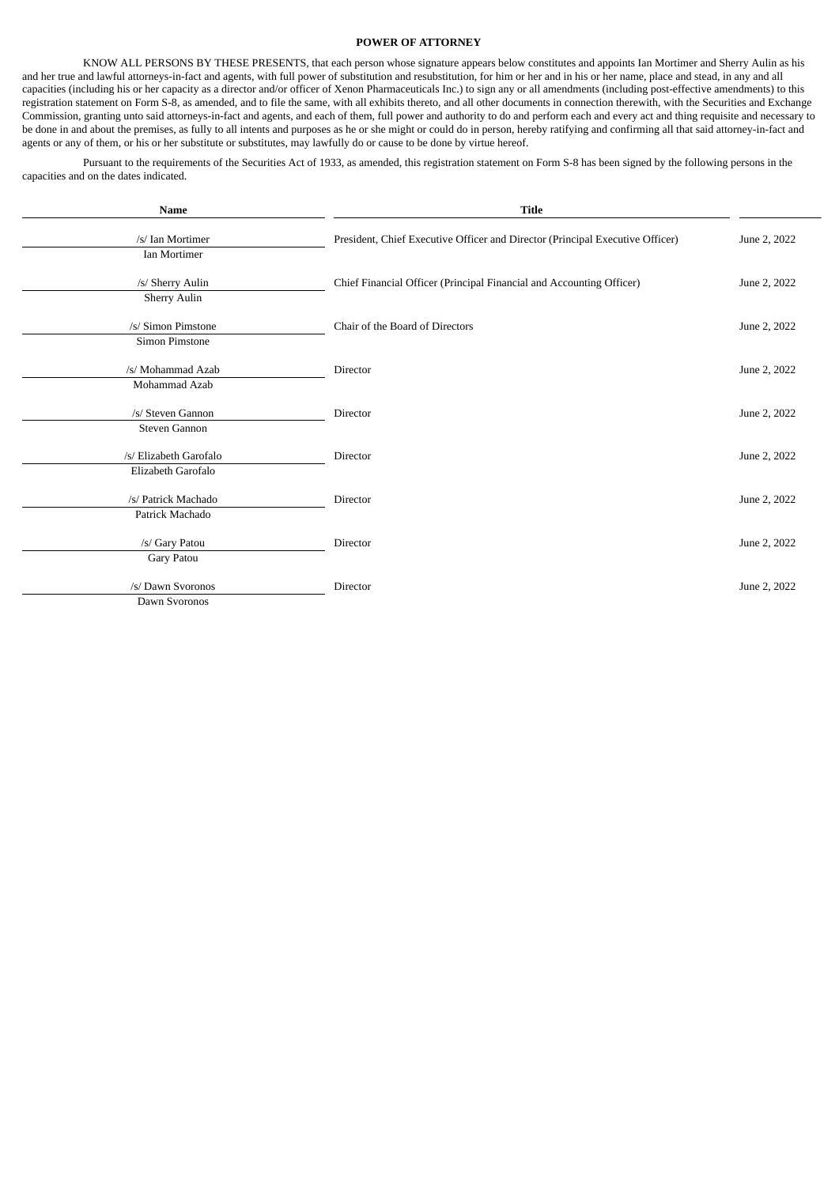**POWER OF ATTORNEY**

KNOW ALL PERSONS BY THESE PRESENTS, that each person whose signature appears below constitutes and appoints Ian Mortimer and Sherry Aulin as his and her true and lawful attorneys-in-fact and agents, with full power of substitution and resubstitution, for him or her and in his or her name, place and stead, in any and all capacities (including his or her capacity as a director and/or officer of Xenon Pharmaceuticals Inc.) to sign any or all amendments (including post-effective amendments) to this registration statement on Form S-8, as amended, and to file the same, with all exhibits thereto, and all other documents in connection therewith, with the Securities and Exchange Commission, granting unto said attorneys-in-fact and agents, and each of them, full power and authority to do and perform each and every act and thing requisite and necessary to be done in and about the premises, as fully to all intents and purposes as he or she might or could do in person, hereby ratifying and confirming all that said attorney-in-fact and agents or any of them, or his or her substitute or substitutes, may lawfully do or cause to be done by virtue hereof.

Pursuant to the requirements of the Securities Act of 1933, as amended, this registration statement on Form S-8 has been signed by the following persons in the capacities and on the dates indicated.

| Name | Title | |
|---|---|---|
| /s/ Ian Mortimer<br>Ian Mortimer | President, Chief Executive Officer and Director (Principal Executive Officer) | June 2, 2022 |
| /s/ Sherry Aulin<br>Sherry Aulin | Chief Financial Officer (Principal Financial and Accounting Officer) | June 2, 2022 |
| /s/ Simon Pimstone<br>Simon Pimstone | Chair of the Board of Directors | June 2, 2022 |
| /s/ Mohammad Azab<br>Mohammad Azab | Director | June 2, 2022 |
| /s/ Steven Gannon<br>Steven Gannon | Director | June 2, 2022 |
| /s/ Elizabeth Garofalo<br>Elizabeth Garofalo | Director | June 2, 2022 |
| /s/ Patrick Machado<br>Patrick Machado | Director | June 2, 2022 |
| /s/ Gary Patou<br>Gary Patou | Director | June 2, 2022 |
| /s/ Dawn Svoronos<br>Dawn Svoronos | Director | June 2, 2022 |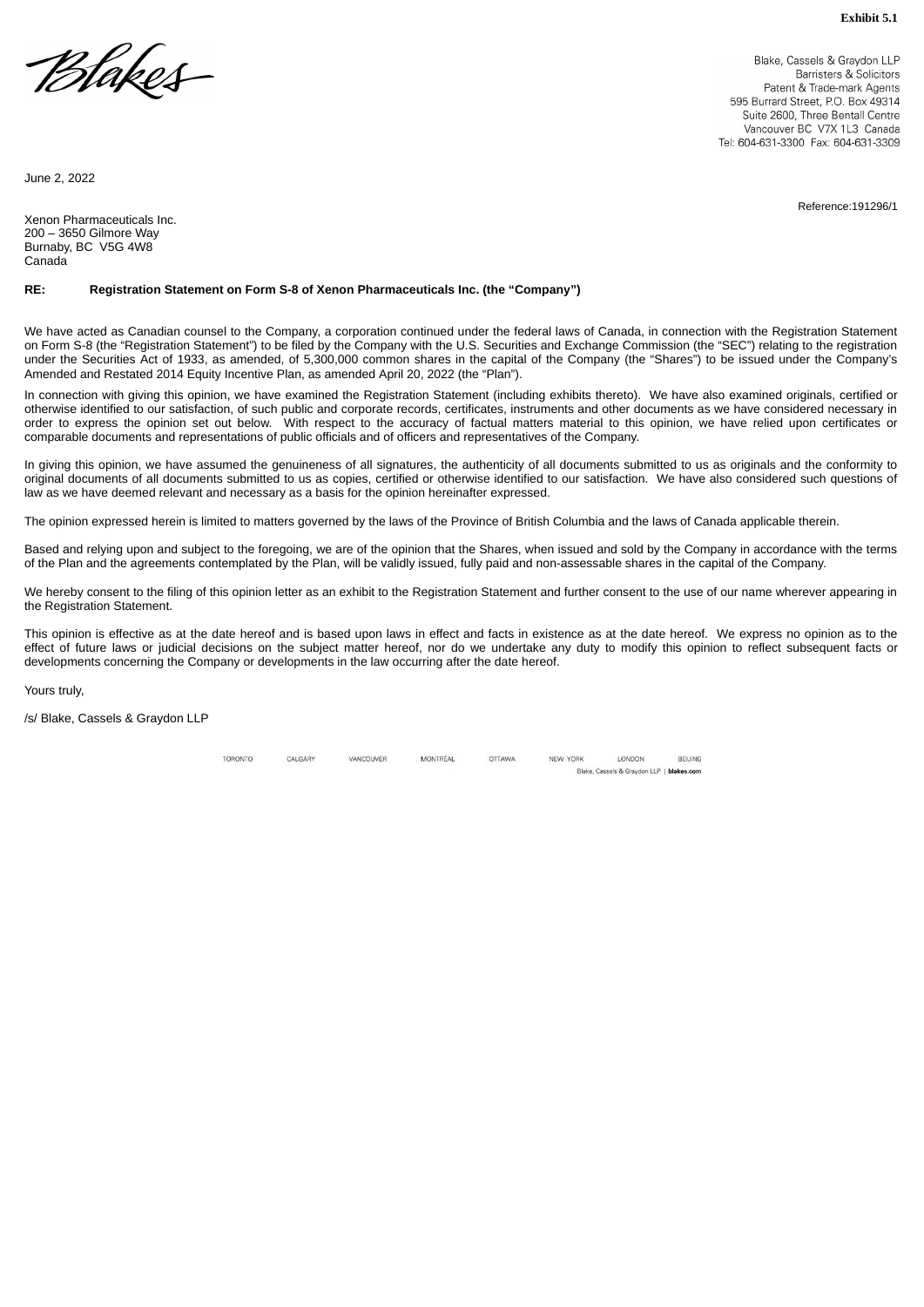**Exhibit 5.1**

Blakes

Blake, Cassels & Graydon LLP
Barristers & Solicitors
Patent & Trade-mark Agents
595 Burrard Street, P.O. Box 49314
Suite 2600, Three Bentall Centre
Vancouver BC V7X 1L3 Canada
Tel: 604-631-3300 Fax: 604-631-3309

June 2, 2022

Reference:191296/1

Xenon Pharmaceuticals Inc.
200 – 3650 Gilmore Way
Burnaby, BC V5G 4W8
Canada

**RE: Registration Statement on Form S-8 of Xenon Pharmaceuticals Inc. (the "Company")**

We have acted as Canadian counsel to the Company, a corporation continued under the federal laws of Canada, in connection with the Registration Statement on Form S-8 (the "Registration Statement") to be filed by the Company with the U.S. Securities and Exchange Commission (the "SEC") relating to the registration under the Securities Act of 1933, as amended, of 5,300,000 common shares in the capital of the Company (the "Shares") to be issued under the Company's Amended and Restated 2014 Equity Incentive Plan, as amended April 20, 2022 (the "Plan").

In connection with giving this opinion, we have examined the Registration Statement (including exhibits thereto). We have also examined originals, certified or otherwise identified to our satisfaction, of such public and corporate records, certificates, instruments and other documents as we have considered necessary in order to express the opinion set out below. With respect to the accuracy of factual matters material to this opinion, we have relied upon certificates or comparable documents and representations of public officials and of officers and representatives of the Company.

In giving this opinion, we have assumed the genuineness of all signatures, the authenticity of all documents submitted to us as originals and the conformity to original documents of all documents submitted to us as copies, certified or otherwise identified to our satisfaction. We have also considered such questions of law as we have deemed relevant and necessary as a basis for the opinion hereinafter expressed.

The opinion expressed herein is limited to matters governed by the laws of the Province of British Columbia and the laws of Canada applicable therein.

Based and relying upon and subject to the foregoing, we are of the opinion that the Shares, when issued and sold by the Company in accordance with the terms of the Plan and the agreements contemplated by the Plan, will be validly issued, fully paid and non-assessable shares in the capital of the Company.

We hereby consent to the filing of this opinion letter as an exhibit to the Registration Statement and further consent to the use of our name wherever appearing in the Registration Statement.

This opinion is effective as at the date hereof and is based upon laws in effect and facts in existence as at the date hereof. We express no opinion as to the effect of future laws or judicial decisions on the subject matter hereof, nor do we undertake any duty to modify this opinion to reflect subsequent facts or developments concerning the Company or developments in the law occurring after the date hereof.

Yours truly,

/s/ Blake, Cassels & Graydon LLP

TORONTO CALGARY VANCOUVER MONTRÉAL OTTAWA NEW YORK LONDON BEIJING
Blake, Cassels & Graydon LLP | **blakes.com**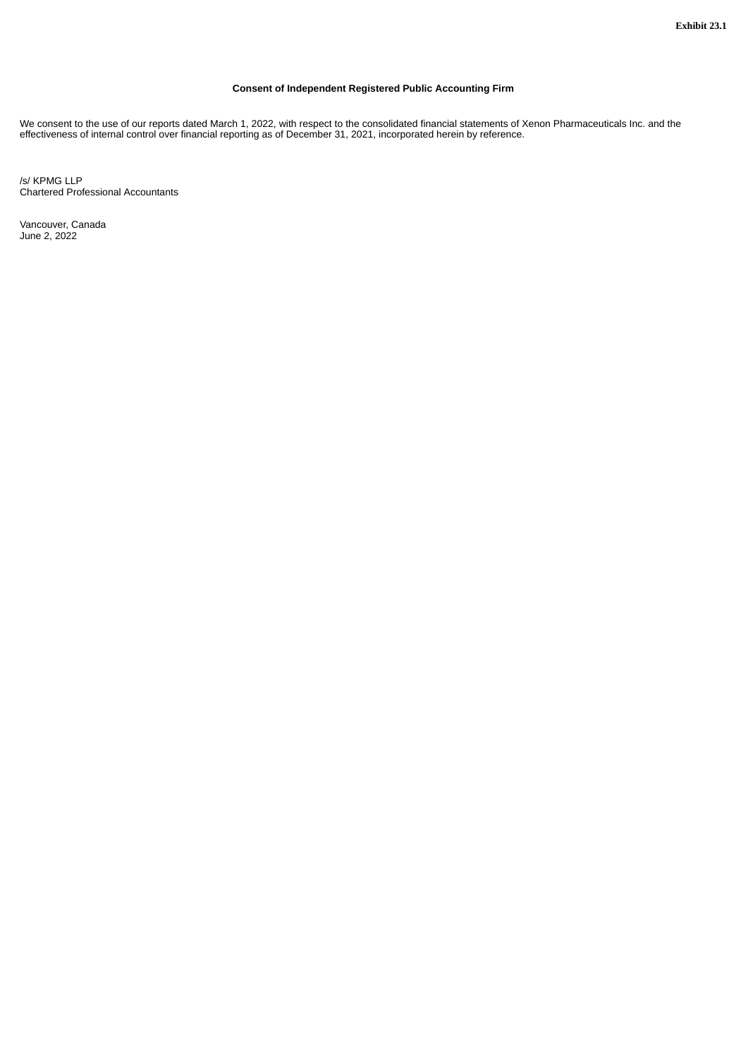**Exhibit 23.1**

# Consent of Independent Registered Public Accounting Firm

We consent to the use of our reports dated March 1, 2022, with respect to the consolidated financial statements of Xenon Pharmaceuticals Inc. and the effectiveness of internal control over financial reporting as of December 31, 2021, incorporated herein by reference.

/s/ KPMG LLP
Chartered Professional Accountants

Vancouver, Canada
June 2, 2022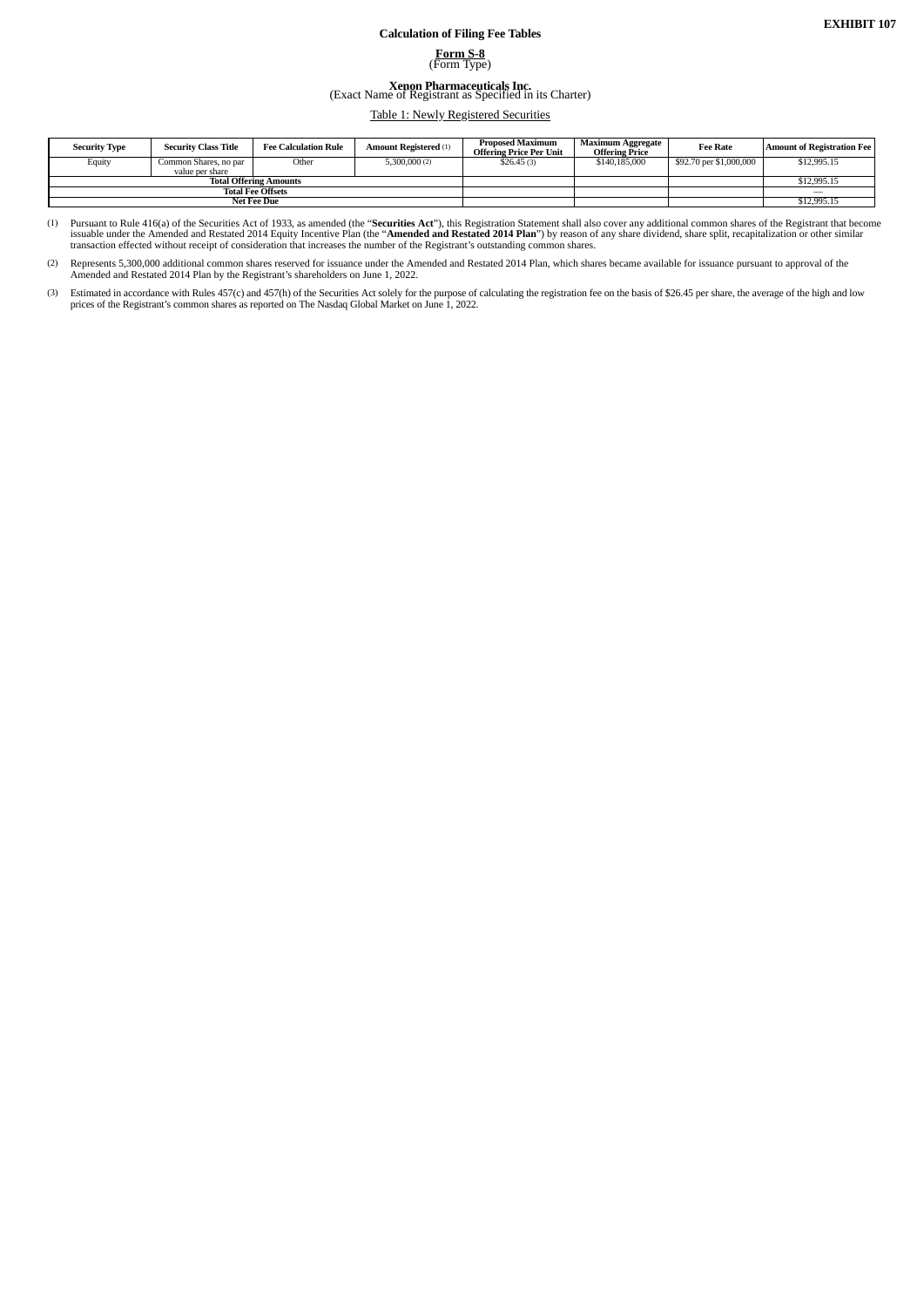**EXHIBIT 107**

**Calculation of Filing Fee Tables**

**Form S-8**
(Form Type)

**Xenon Pharmaceuticals Inc.**
(Exact Name of Registrant as Specified in its Charter)

Table 1: Newly Registered Securities

| Security Type | Security Class Title | Fee Calculation Rule | Amount Registered (1) | Proposed Maximum Offering Price Per Unit | Maximum Aggregate Offering Price | Fee Rate | Amount of Registration Fee |
|---|---|---|---|---|---|---|---|
| Equity | Common Shares, no par value per share | Other | 5,300,000 (2) | $26.45 (3) | $140,185,000 | $92.70 per $1,000,000 | $12,995.15 |
| **Total Offering Amounts** | | | | | | | $12,995.15 |
| **Total Fee Offsets** | | | | | | | — |
| **Net Fee Due** | | | | | | | $12,995.15 |

(1) Pursuant to Rule 416(a) of the Securities Act of 1933, as amended (the "**Securities Act**"), this Registration Statement shall also cover any additional common shares of the Registrant that become issuable under the Amended and Restated 2014 Equity Incentive Plan (the "**Amended and Restated 2014 Plan**") by reason of any share dividend, share split, recapitalization or other similar transaction effected without receipt of consideration that increases the number of the Registrant's outstanding common shares.

(2) Represents 5,300,000 additional common shares reserved for issuance under the Amended and Restated 2014 Plan, which shares became available for issuance pursuant to approval of the Amended and Restated 2014 Plan by the Registrant's shareholders on June 1, 2022.

(3) Estimated in accordance with Rules 457(c) and 457(h) of the Securities Act solely for the purpose of calculating the registration fee on the basis of $26.45 per share, the average of the high and low prices of the Registrant's common shares as reported on The Nasdaq Global Market on June 1, 2022.